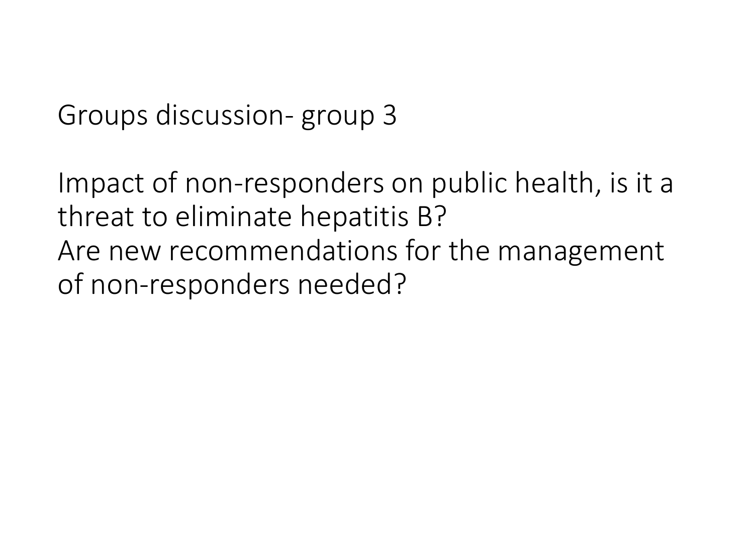Groups discussion- group 3

Impact of non-responders on public health, is it a threat to eliminate hepatitis B?
Are new recommendations for the management of non-responders needed?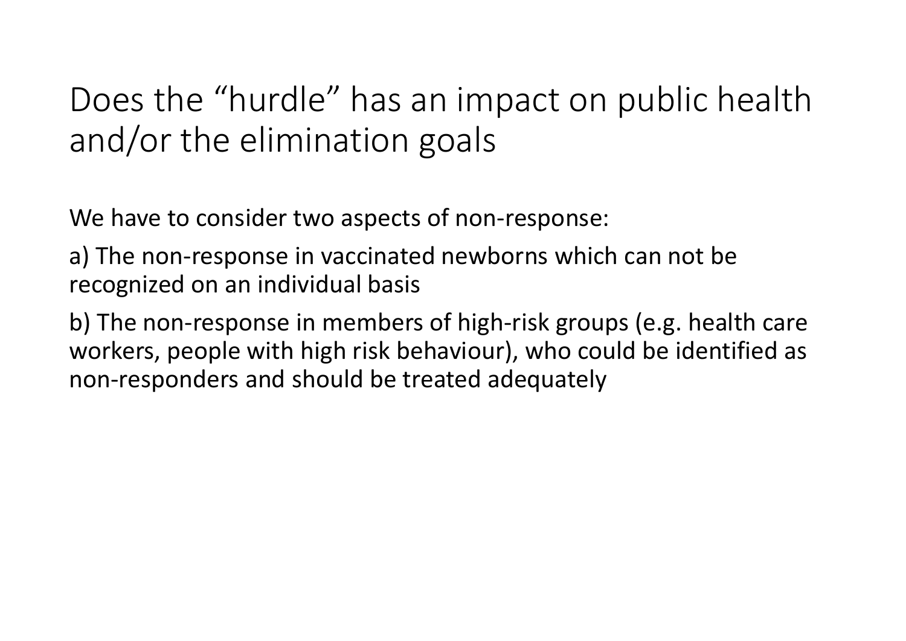# Does the “hurdle” has an impact on public health and/or the elimination goals

We have to consider two aspects of non-response:

a) The non-response in vaccinated newborns which can not be recognized on an individual basis

b) The non-response in members of high-risk groups (e.g. health care workers, people with high risk behaviour), who could be identified as non-responders and should be treated adequately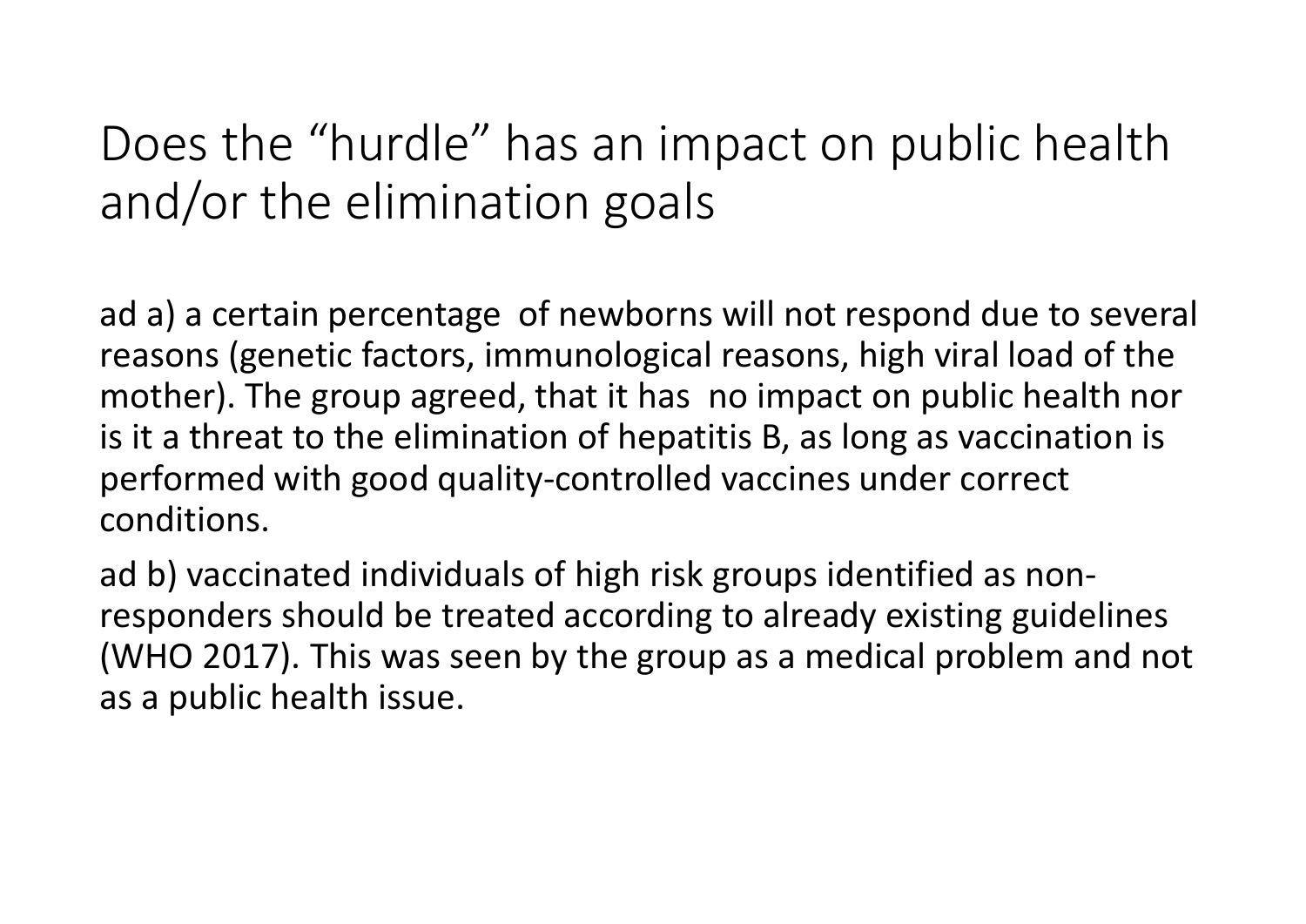# Does the “hurdle” has an impact on public health and/or the elimination goals

ad a) a certain percentage of newborns will not respond due to several reasons (genetic factors, immunological reasons, high viral load of the mother). The group agreed, that it has no impact on public health nor is it a threat to the elimination of hepatitis B, as long as vaccination is performed with good quality-controlled vaccines under correct conditions.

ad b) vaccinated individuals of high risk groups identified as non-responders should be treated according to already existing guidelines (WHO 2017). This was seen by the group as a medical problem and not as a public health issue.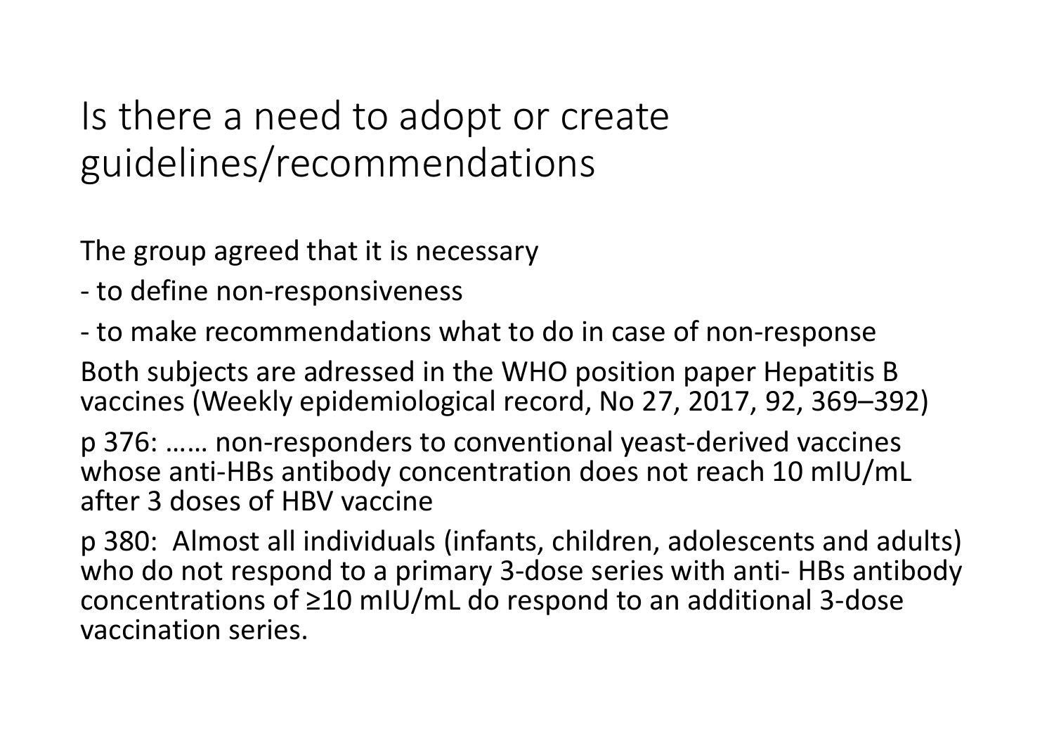# Is there a need to adopt or create guidelines/recommendations

The group agreed that it is necessary

- to define non-responsiveness
- to make recommendations what to do in case of non-response

Both subjects are adressed in the WHO position paper Hepatitis B vaccines (Weekly epidemiological record, No 27, 2017, 92, 369–392)

p 376: …… non-responders to conventional yeast-derived vaccines whose anti-HBs antibody concentration does not reach 10 mIU/mL after 3 doses of HBV vaccine

p 380: Almost all individuals (infants, children, adolescents and adults) who do not respond to a primary 3-dose series with anti- HBs antibody concentrations of ≥10 mIU/mL do respond to an additional 3-dose vaccination series.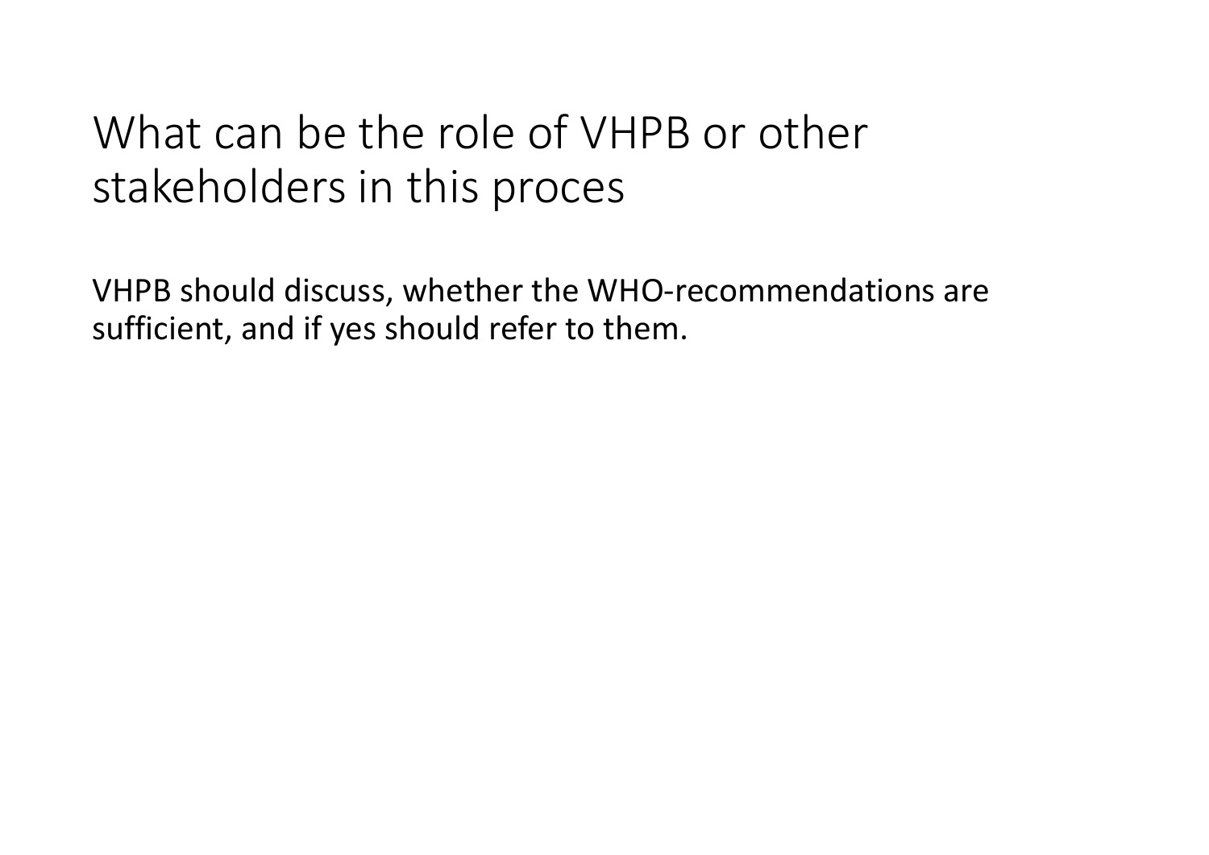# What can be the role of VHPB or other stakeholders in this proces

VHPB should discuss, whether the WHO-recommendations are sufficient, and if yes should refer to them.